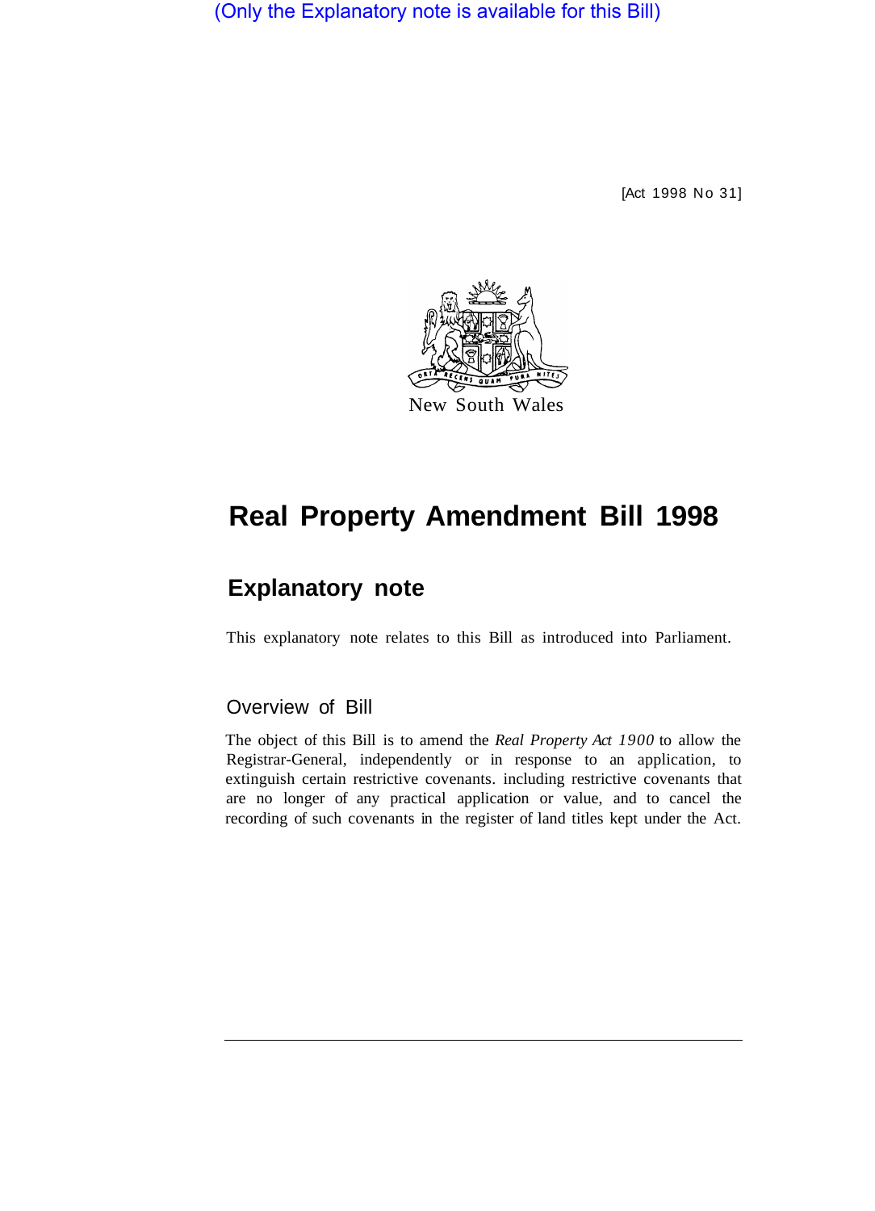(Only the Explanatory note is available for this Bill)

[Act 1998 No 31]

New South Wales

# Real Property Amendment Bill 1998

## Explanatory note

This explanatory note relates to this Bill as introduced into Parliament.

### Overview of Bill

The object of this Bill is to amend the *Real Property Act 1900* to allow the Registrar-General, independently or in response to an application, to extinguish certain restrictive covenants. including restrictive covenants that are no longer of any practical application or value, and to cancel the recording of such covenants in the register of land titles kept under the Act.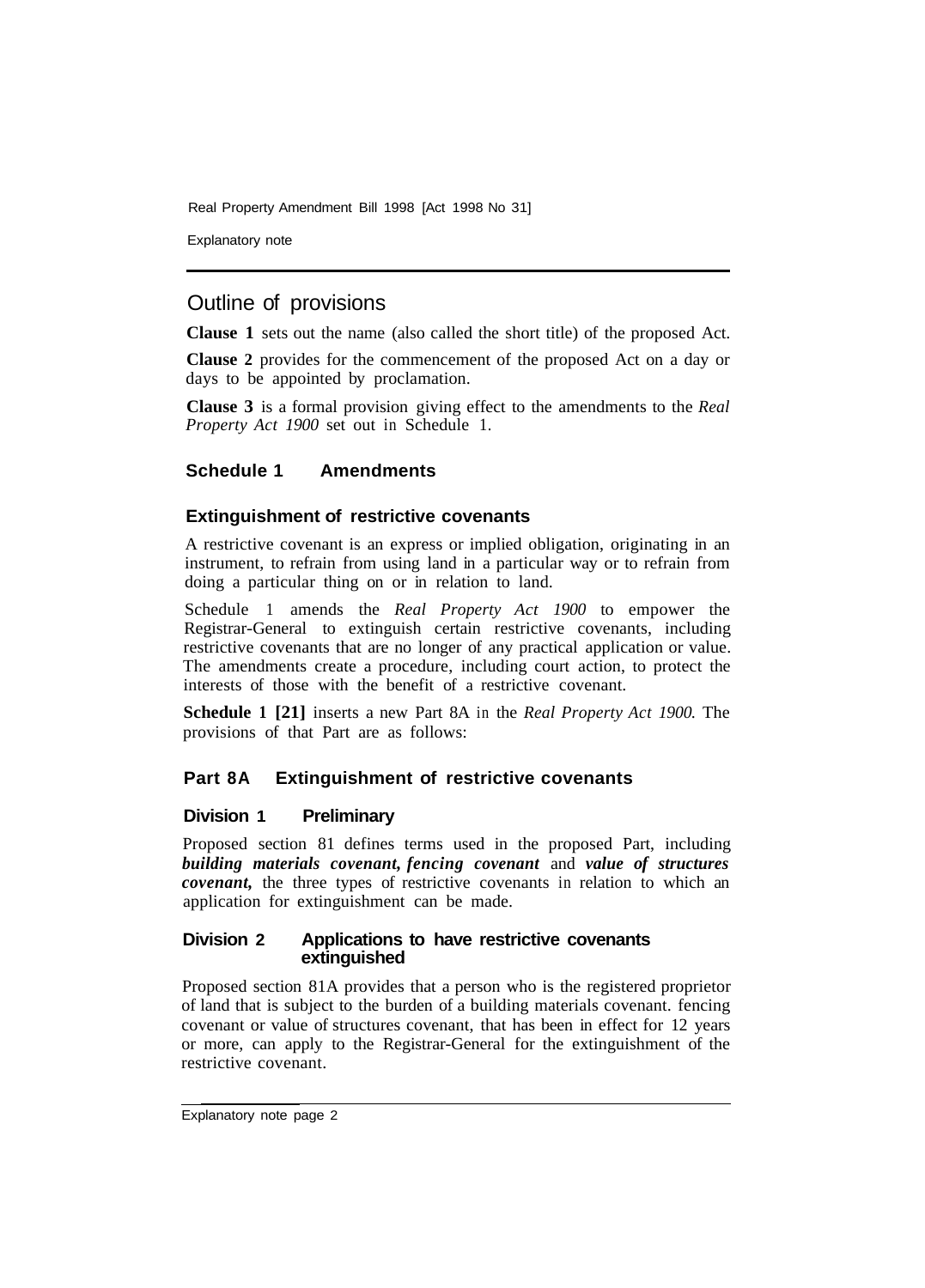## Outline of provisions

**Clause 1** sets out the name (also called the short title) of the proposed Act.

**Clause 2** provides for the commencement of the proposed Act on a day or days to be appointed by proclamation.

**Clause 3** is a formal provision giving effect to the amendments to the *Real Property Act 1900* set out in Schedule 1.

### Schedule 1 Amendments

#### Extinguishment of restrictive covenants

A restrictive covenant is an express or implied obligation, originating in an instrument, to refrain from using land in a particular way or to refrain from doing a particular thing on or in relation to land.

Schedule 1 amends the *Real Property Act 1900* to empower the Registrar-General to extinguish certain restrictive covenants, including restrictive covenants that are no longer of any practical application or value. The amendments create a procedure, including court action, to protect the interests of those with the benefit of a restrictive covenant.

**Schedule 1 [21]** inserts a new Part 8A in the *Real Property Act 1900.* The provisions of that Part are as follows:

### Part 8A Extinguishment of restrictive covenants

#### Division 1 Preliminary

Proposed section 81 defines terms used in the proposed Part, including ***building materials covenant, fencing covenant*** and ***value of structures covenant,*** the three types of restrictive covenants in relation to which an application for extinguishment can be made.

#### Division 2 Applications to have restrictive covenants extinguished

Proposed section 81A provides that a person who is the registered proprietor of land that is subject to the burden of a building materials covenant. fencing covenant or value of structures covenant, that has been in effect for 12 years or more, can apply to the Registrar-General for the extinguishment of the restrictive covenant.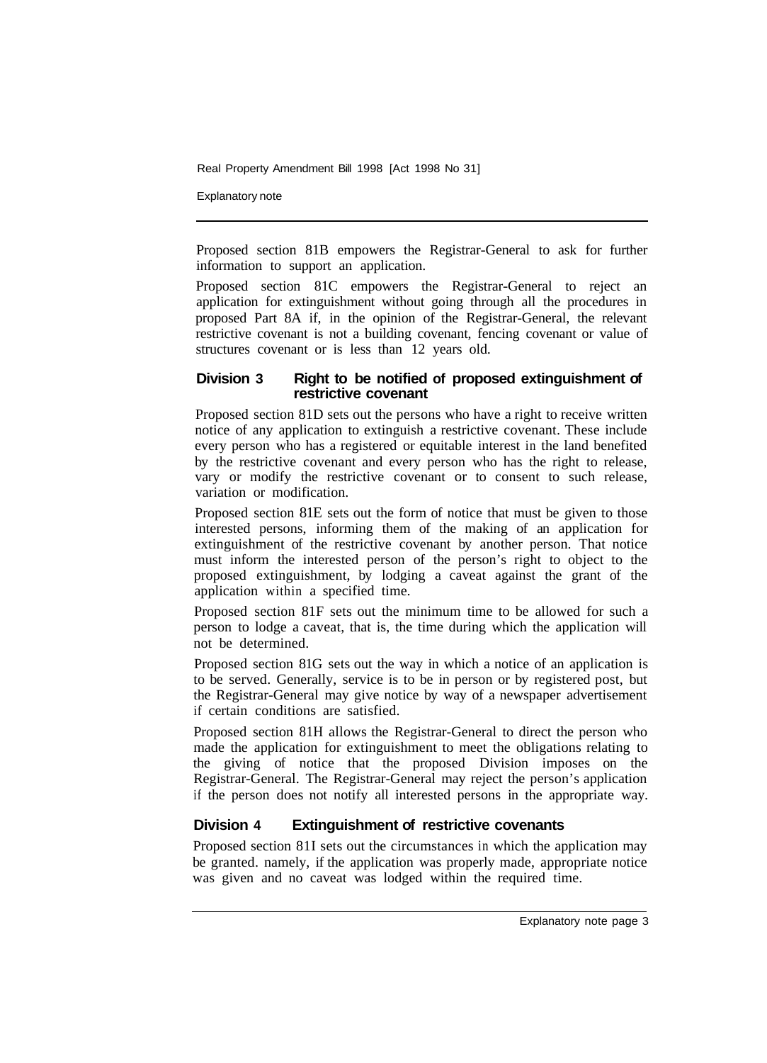Proposed section 81B empowers the Registrar-General to ask for further information to support an application.

Proposed section 81C empowers the Registrar-General to reject an application for extinguishment without going through all the procedures in proposed Part 8A if, in the opinion of the Registrar-General, the relevant restrictive covenant is not a building covenant, fencing covenant or value of structures covenant or is less than 12 years old.

### Division 3 Right to be notified of proposed extinguishment of restrictive covenant

Proposed section 81D sets out the persons who have a right to receive written notice of any application to extinguish a restrictive covenant. These include every person who has a registered or equitable interest in the land benefited by the restrictive covenant and every person who has the right to release, vary or modify the restrictive covenant or to consent to such release, variation or modification.

Proposed section 81E sets out the form of notice that must be given to those interested persons, informing them of the making of an application for extinguishment of the restrictive covenant by another person. That notice must inform the interested person of the person's right to object to the proposed extinguishment, by lodging a caveat against the grant of the application within a specified time.

Proposed section 81F sets out the minimum time to be allowed for such a person to lodge a caveat, that is, the time during which the application will not be determined.

Proposed section 81G sets out the way in which a notice of an application is to be served. Generally, service is to be in person or by registered post, but the Registrar-General may give notice by way of a newspaper advertisement if certain conditions are satisfied.

Proposed section 81H allows the Registrar-General to direct the person who made the application for extinguishment to meet the obligations relating to the giving of notice that the proposed Division imposes on the Registrar-General. The Registrar-General may reject the person's application if the person does not notify all interested persons in the appropriate way.

### Division 4 Extinguishment of restrictive covenants

Proposed section 81I sets out the circumstances in which the application may be granted. namely, if the application was properly made, appropriate notice was given and no caveat was lodged within the required time.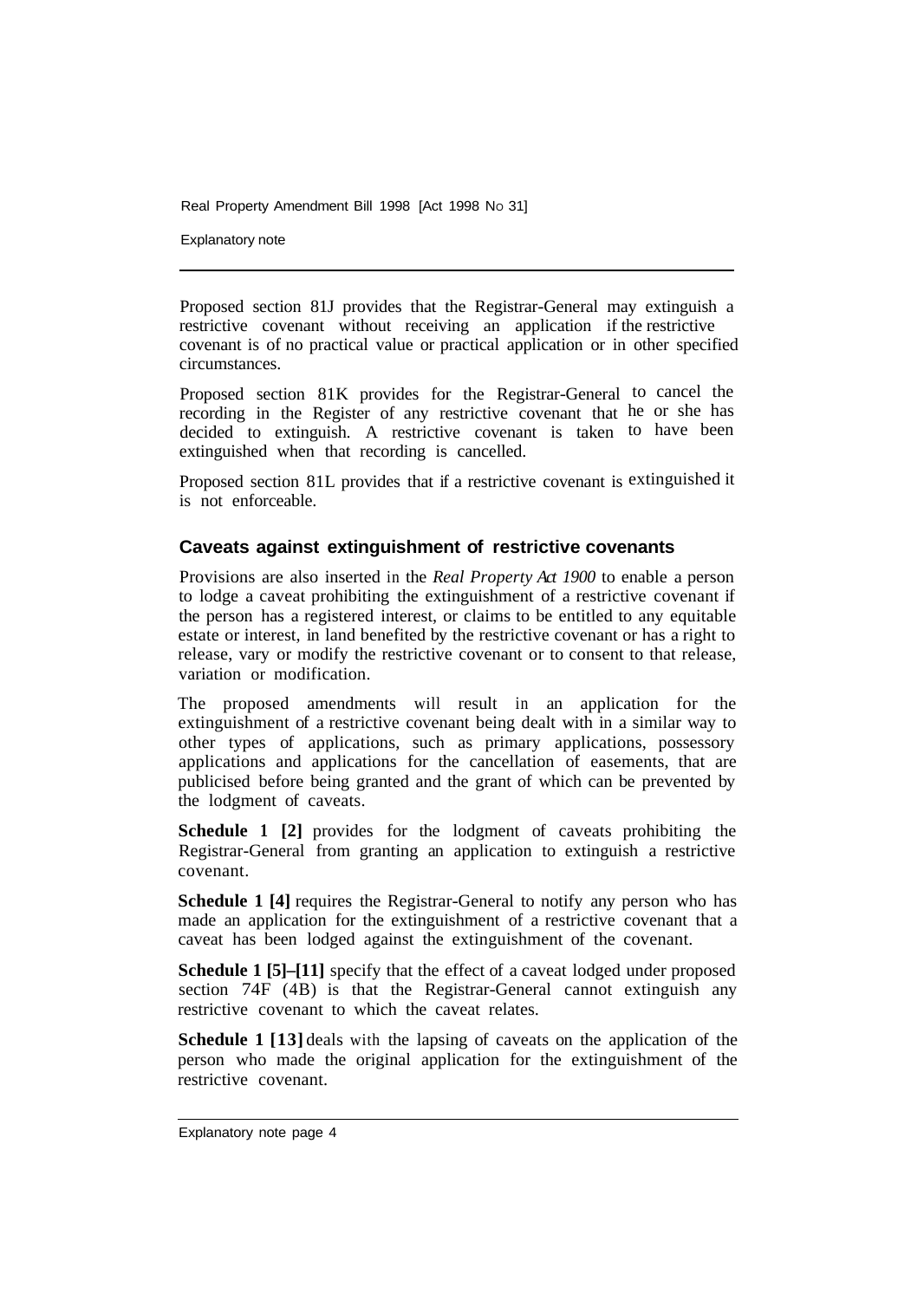Proposed section 81J provides that the Registrar-General may extinguish a restrictive covenant without receiving an application if the restrictive covenant is of no practical value or practical application or in other specified circumstances.

Proposed section 81K provides for the Registrar-General to cancel the recording in the Register of any restrictive covenant that he or she has decided to extinguish. A restrictive covenant is taken to have been extinguished when that recording is cancelled.

Proposed section 81L provides that if a restrictive covenant is extinguished it is not enforceable.

### Caveats against extinguishment of restrictive covenants

Provisions are also inserted in the *Real Property Act 1900* to enable a person to lodge a caveat prohibiting the extinguishment of a restrictive covenant if the person has a registered interest, or claims to be entitled to any equitable estate or interest, in land benefited by the restrictive covenant or has a right to release, vary or modify the restrictive covenant or to consent to that release, variation or modification.

The proposed amendments will result in an application for the extinguishment of a restrictive covenant being dealt with in a similar way to other types of applications, such as primary applications, possessory applications and applications for the cancellation of easements, that are publicised before being granted and the grant of which can be prevented by the lodgment of caveats.

**Schedule 1 [2]** provides for the lodgment of caveats prohibiting the Registrar-General from granting an application to extinguish a restrictive covenant.

**Schedule 1 [4]** requires the Registrar-General to notify any person who has made an application for the extinguishment of a restrictive covenant that a caveat has been lodged against the extinguishment of the covenant.

**Schedule 1 [5]–[11]** specify that the effect of a caveat lodged under proposed section 74F (4B) is that the Registrar-General cannot extinguish any restrictive covenant to which the caveat relates.

**Schedule 1 [13]** deals with the lapsing of caveats on the application of the person who made the original application for the extinguishment of the restrictive covenant.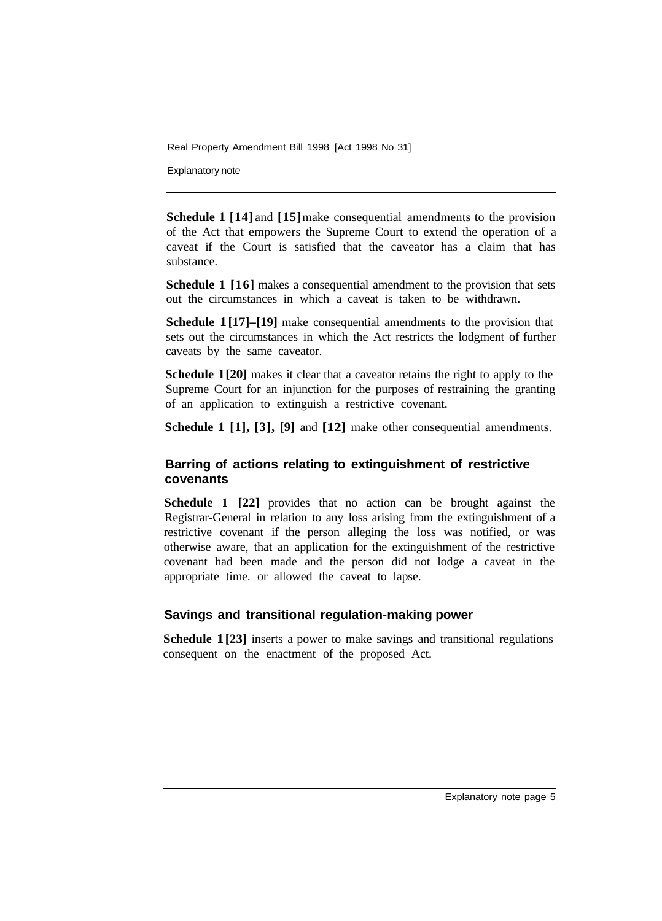**Schedule 1 [14]** and **[15]** make consequential amendments to the provision of the Act that empowers the Supreme Court to extend the operation of a caveat if the Court is satisfied that the caveator has a claim that has substance.

**Schedule 1 [16]** makes a consequential amendment to the provision that sets out the circumstances in which a caveat is taken to be withdrawn.

**Schedule 1 [17]–[19]** make consequential amendments to the provision that sets out the circumstances in which the Act restricts the lodgment of further caveats by the same caveator.

**Schedule 1 [20]** makes it clear that a caveator retains the right to apply to the Supreme Court for an injunction for the purposes of restraining the granting of an application to extinguish a restrictive covenant.

**Schedule 1 [1], [3], [9]** and **[12]** make other consequential amendments.

### Barring of actions relating to extinguishment of restrictive covenants

**Schedule 1 [22]** provides that no action can be brought against the Registrar-General in relation to any loss arising from the extinguishment of a restrictive covenant if the person alleging the loss was notified, or was otherwise aware, that an application for the extinguishment of the restrictive covenant had been made and the person did not lodge a caveat in the appropriate time. or allowed the caveat to lapse.

### Savings and transitional regulation-making power

**Schedule 1 [23]** inserts a power to make savings and transitional regulations consequent on the enactment of the proposed Act.